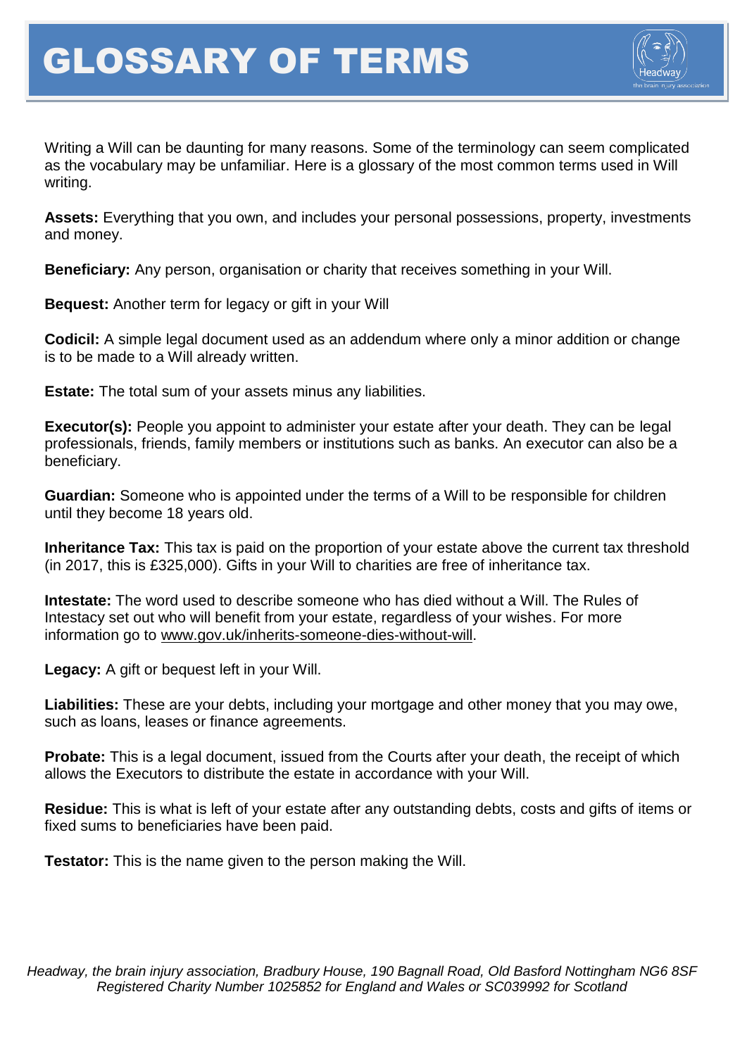# GLOSSARY OF TERMS

Writing a Will can be daunting for many reasons. Some of the terminology can seem complicated as the vocabulary may be unfamiliar. Here is a glossary of the most common terms used in Will writing.

**Assets:** Everything that you own, and includes your personal possessions, property, investments and money.

**Beneficiary:** Any person, organisation or charity that receives something in your Will.

**Bequest:** Another term for legacy or gift in your Will

**Codicil:** A simple legal document used as an addendum where only a minor addition or change is to be made to a Will already written.

**Estate:** The total sum of your assets minus any liabilities.

**Executor(s):** People you appoint to administer your estate after your death. They can be legal professionals, friends, family members or institutions such as banks. An executor can also be a beneficiary.

**Guardian:** Someone who is appointed under the terms of a Will to be responsible for children until they become 18 years old.

**Inheritance Tax:** This tax is paid on the proportion of your estate above the current tax threshold (in 2017, this is £325,000). Gifts in your Will to charities are free of inheritance tax.

**Intestate:** The word used to describe someone who has died without a Will. The Rules of Intestacy set out who will benefit from your estate, regardless of your wishes. For more information go to www.gov.uk/inherits-someone-dies-without-will.

**Legacy:** A gift or bequest left in your Will.

**Liabilities:** These are your debts, including your mortgage and other money that you may owe, such as loans, leases or finance agreements.

**Probate:** This is a legal document, issued from the Courts after your death, the receipt of which allows the Executors to distribute the estate in accordance with your Will.

**Residue:** This is what is left of your estate after any outstanding debts, costs and gifts of items or fixed sums to beneficiaries have been paid.

**Testator:** This is the name given to the person making the Will.

*Headway, the brain injury association, Bradbury House, 190 Bagnall Road, Old Basford Nottingham NG6 8SF*
*Registered Charity Number 1025852 for England and Wales or SC039992 for Scotland*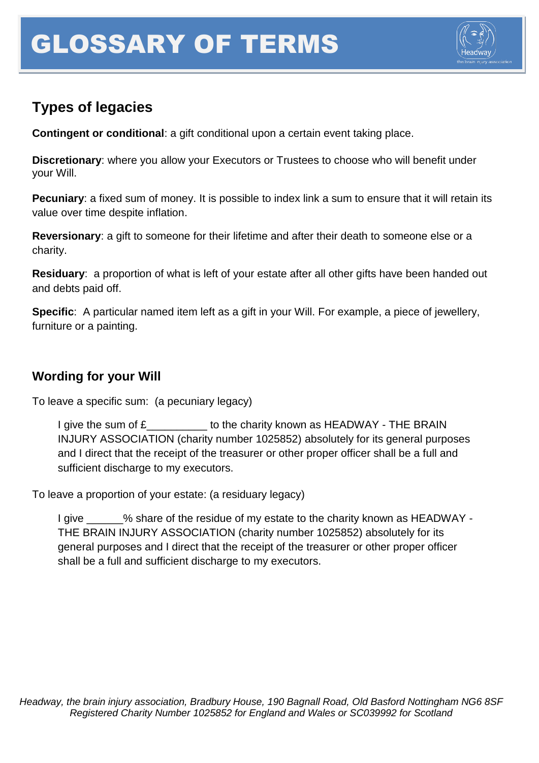# GLOSSARY OF TERMS

## Types of legacies

**Contingent or conditional**: a gift conditional upon a certain event taking place.

**Discretionary**: where you allow your Executors or Trustees to choose who will benefit under your Will.

**Pecuniary**: a fixed sum of money. It is possible to index link a sum to ensure that it will retain its value over time despite inflation.

**Reversionary**: a gift to someone for their lifetime and after their death to someone else or a charity.

**Residuary**: a proportion of what is left of your estate after all other gifts have been handed out and debts paid off.

**Specific**: A particular named item left as a gift in your Will. For example, a piece of jewellery, furniture or a painting.

## Wording for your Will

To leave a specific sum: (a pecuniary legacy)

> I give the sum of £__________ to the charity known as HEADWAY - THE BRAIN INJURY ASSOCIATION (charity number 1025852) absolutely for its general purposes and I direct that the receipt of the treasurer or other proper officer shall be a full and sufficient discharge to my executors.

To leave a proportion of your estate: (a residuary legacy)

> I give ______% share of the residue of my estate to the charity known as HEADWAY - THE BRAIN INJURY ASSOCIATION (charity number 1025852) absolutely for its general purposes and I direct that the receipt of the treasurer or other proper officer shall be a full and sufficient discharge to my executors.

*Headway, the brain injury association, Bradbury House, 190 Bagnall Road, Old Basford Nottingham NG6 8SF*
*Registered Charity Number 1025852 for England and Wales or SC039992 for Scotland*